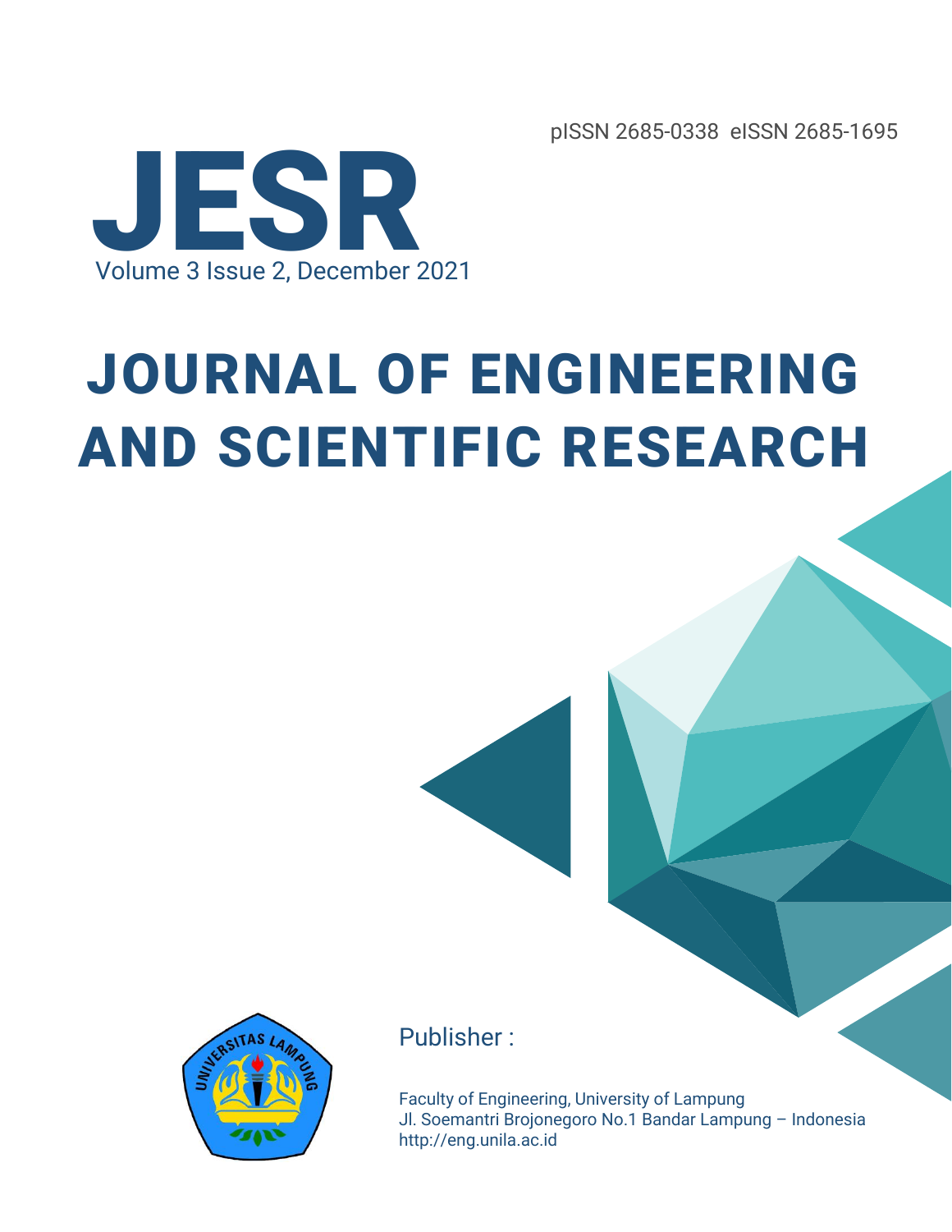pISSN 2685-0338 eISSN 2685-1695

# JESR

Volume 3 Issue 2, December 2021

# JOURNAL OF ENGINEERING AND SCIENTIFIC RESEARCH

Publisher :

Faculty of Engineering, University of Lampung
Jl. Soemantri Brojonegoro No.1 Bandar Lampung – Indonesia
http://eng.unila.ac.id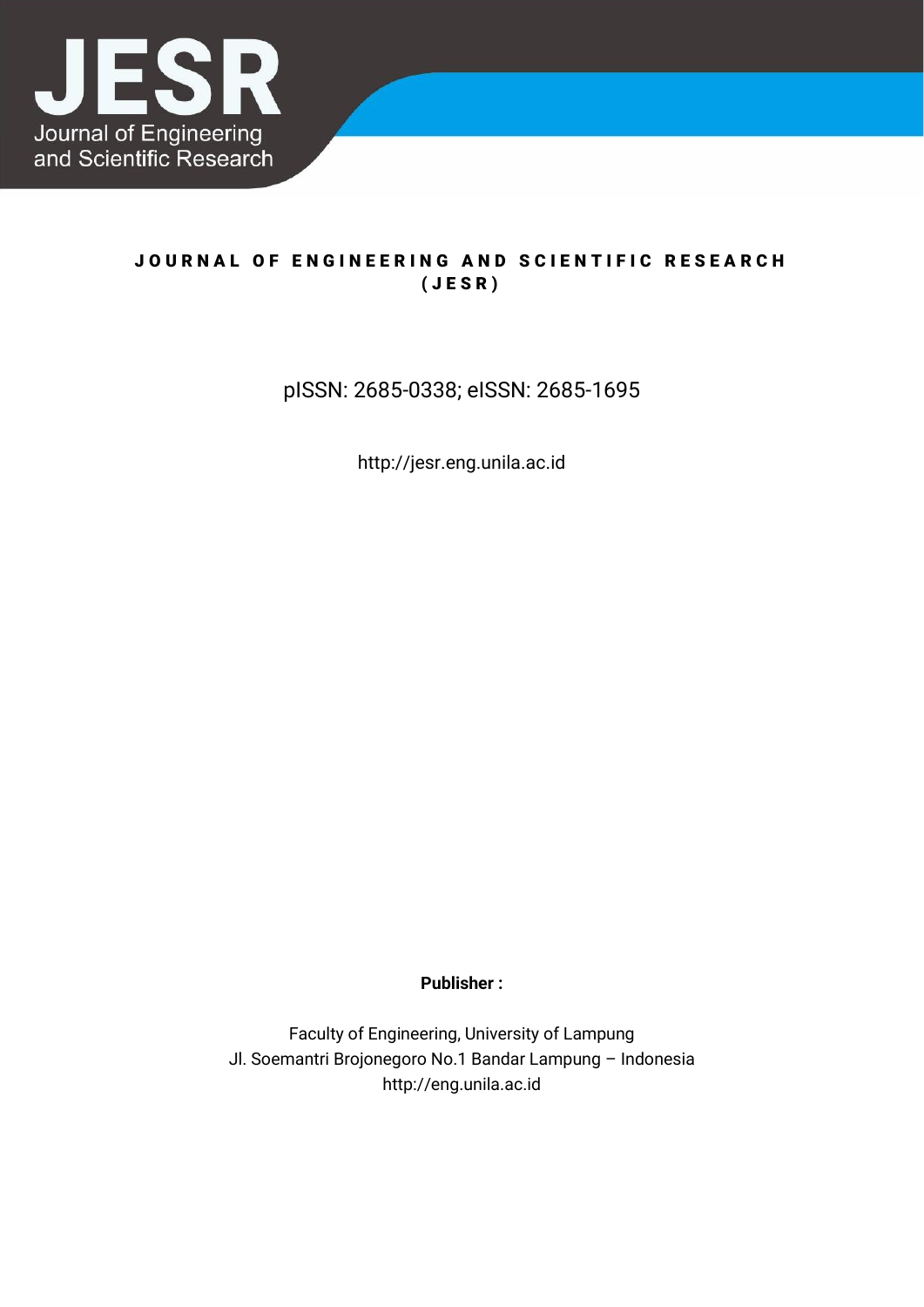JESR

Journal of Engineering and Scientific Research

# JOURNAL OF ENGINEERING AND SCIENTIFIC RESEARCH (JESR)

pISSN: 2685-0338; eISSN: 2685-1695

http://jesr.eng.unila.ac.id

**Publisher :**

Faculty of Engineering, University of Lampung
Jl. Soemantri Brojonegoro No.1 Bandar Lampung – Indonesia
http://eng.unila.ac.id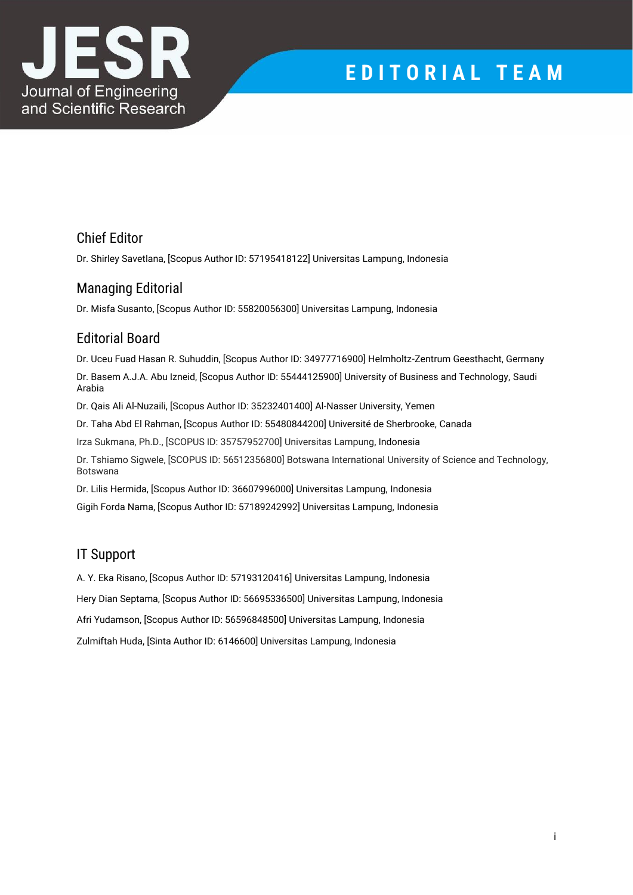# EDITORIAL TEAM

## Chief Editor

Dr. Shirley Savetlana, [Scopus Author ID: 57195418122] Universitas Lampung, Indonesia

## Managing Editorial

Dr. Misfa Susanto, [Scopus Author ID: 55820056300] Universitas Lampung, Indonesia

## Editorial Board

Dr. Uceu Fuad Hasan R. Suhuddin, [Scopus Author ID: 34977716900] Helmholtz-Zentrum Geesthacht, Germany

Dr. Basem A.J.A. Abu Izneid, [Scopus Author ID: 55444125900] University of Business and Technology, Saudi Arabia

Dr. Qais Ali Al-Nuzaili, [Scopus Author ID: 35232401400] Al-Nasser University, Yemen

Dr. Taha Abd El Rahman, [Scopus Author ID: 55480844200] Université de Sherbrooke, Canada

Irza Sukmana, Ph.D., [SCOPUS ID: 35757952700] Universitas Lampung, Indonesia

Dr. Tshiamo Sigwele, [SCOPUS ID: 56512356800] Botswana International University of Science and Technology, Botswana

Dr. Lilis Hermida, [Scopus Author ID: 36607996000] Universitas Lampung, Indonesia

Gigih Forda Nama, [Scopus Author ID: 57189242992] Universitas Lampung, Indonesia

## IT Support

A. Y. Eka Risano, [Scopus Author ID: 57193120416] Universitas Lampung, Indonesia

Hery Dian Septama, [Scopus Author ID: 56695336500] Universitas Lampung, Indonesia

Afri Yudamson, [Scopus Author ID: 56596848500] Universitas Lampung, Indonesia

Zulmiftah Huda, [Sinta Author ID: 6146600] Universitas Lampung, Indonesia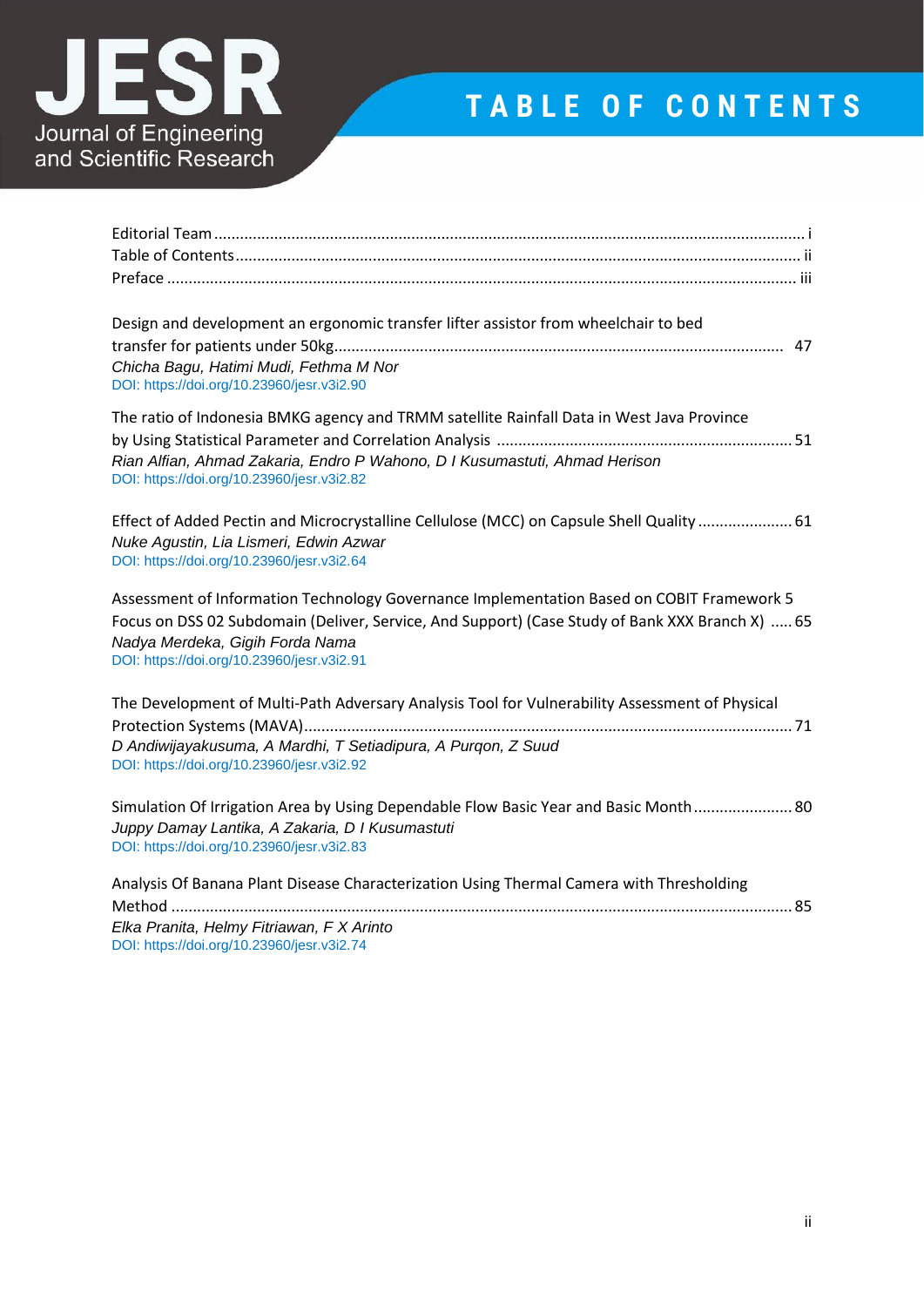# TABLE OF CONTENTS

Editorial Team ........................................................................................................................................ i
Table of Contents ................................................................................................................................... ii
Preface ................................................................................................................................................... iii

Design and development an ergonomic transfer lifter assistor from wheelchair to bed transfer for patients under 50kg ........................................................................................................ 47
*Chicha Bagu, Hatimi Mudi, Fethma M Nor*
DOI: https://doi.org/10.23960/jesr.v3i2.90

The ratio of Indonesia BMKG agency and TRMM satellite Rainfall Data in West Java Province by Using Statistical Parameter and Correlation Analysis .................................................................... 51
*Rian Alfian, Ahmad Zakaria, Endro P Wahono, D I Kusumastuti, Ahmad Herison*
DOI: https://doi.org/10.23960/jesr.v3i2.82

Effect of Added Pectin and Microcrystalline Cellulose (MCC) on Capsule Shell Quality ...................... 61
*Nuke Agustin, Lia Lismeri, Edwin Azwar*
DOI: https://doi.org/10.23960/jesr.v3i2.64

Assessment of Information Technology Governance Implementation Based on COBIT Framework 5 Focus on DSS 02 Subdomain (Deliver, Service, And Support) (Case Study of Bank XXX Branch X) ..... 65
*Nadya Merdeka, Gigih Forda Nama*
DOI: https://doi.org/10.23960/jesr.v3i2.91

The Development of Multi-Path Adversary Analysis Tool for Vulnerability Assessment of Physical Protection Systems (MAVA) ................................................................................................................. 71
*D Andiwijayakusuma, A Mardhi, T Setiadipura, A Purqon, Z Suud*
DOI: https://doi.org/10.23960/jesr.v3i2.92

Simulation Of Irrigation Area by Using Dependable Flow Basic Year and Basic Month ....................... 80
*Juppy Damay Lantika, A Zakaria, D I Kusumastuti*
DOI: https://doi.org/10.23960/jesr.v3i2.83

Analysis Of Banana Plant Disease Characterization Using Thermal Camera with Thresholding Method ................................................................................................................................................ 85
*Elka Pranita, Helmy Fitriawan, F X Arinto*
DOI: https://doi.org/10.23960/jesr.v3i2.74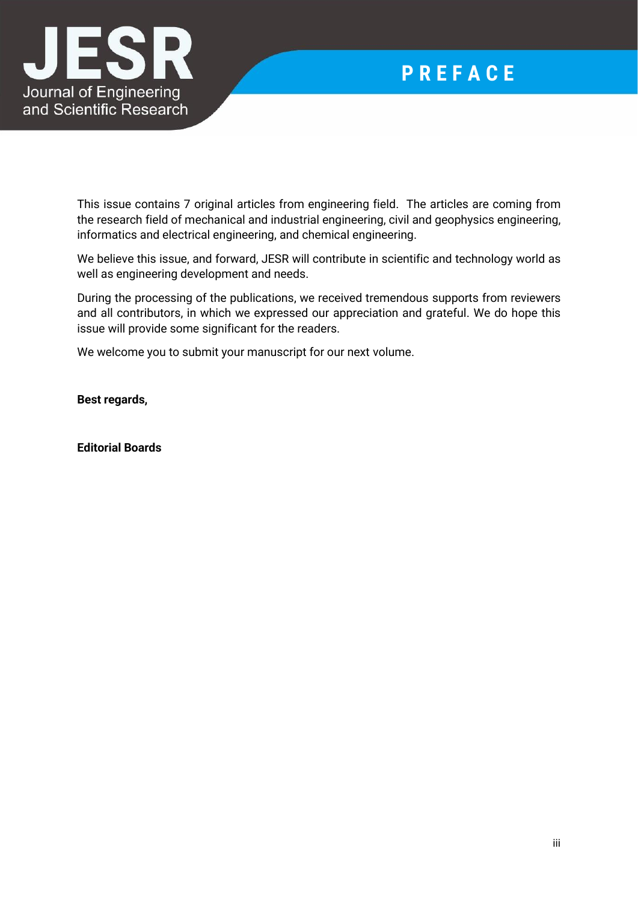# PREFACE

This issue contains 7 original articles from engineering field. The articles are coming from the research field of mechanical and industrial engineering, civil and geophysics engineering, informatics and electrical engineering, and chemical engineering.

We believe this issue, and forward, JESR will contribute in scientific and technology world as well as engineering development and needs.

During the processing of the publications, we received tremendous supports from reviewers and all contributors, in which we expressed our appreciation and grateful. We do hope this issue will provide some significant for the readers.

We welcome you to submit your manuscript for our next volume.

**Best regards,**

**Editorial Boards**